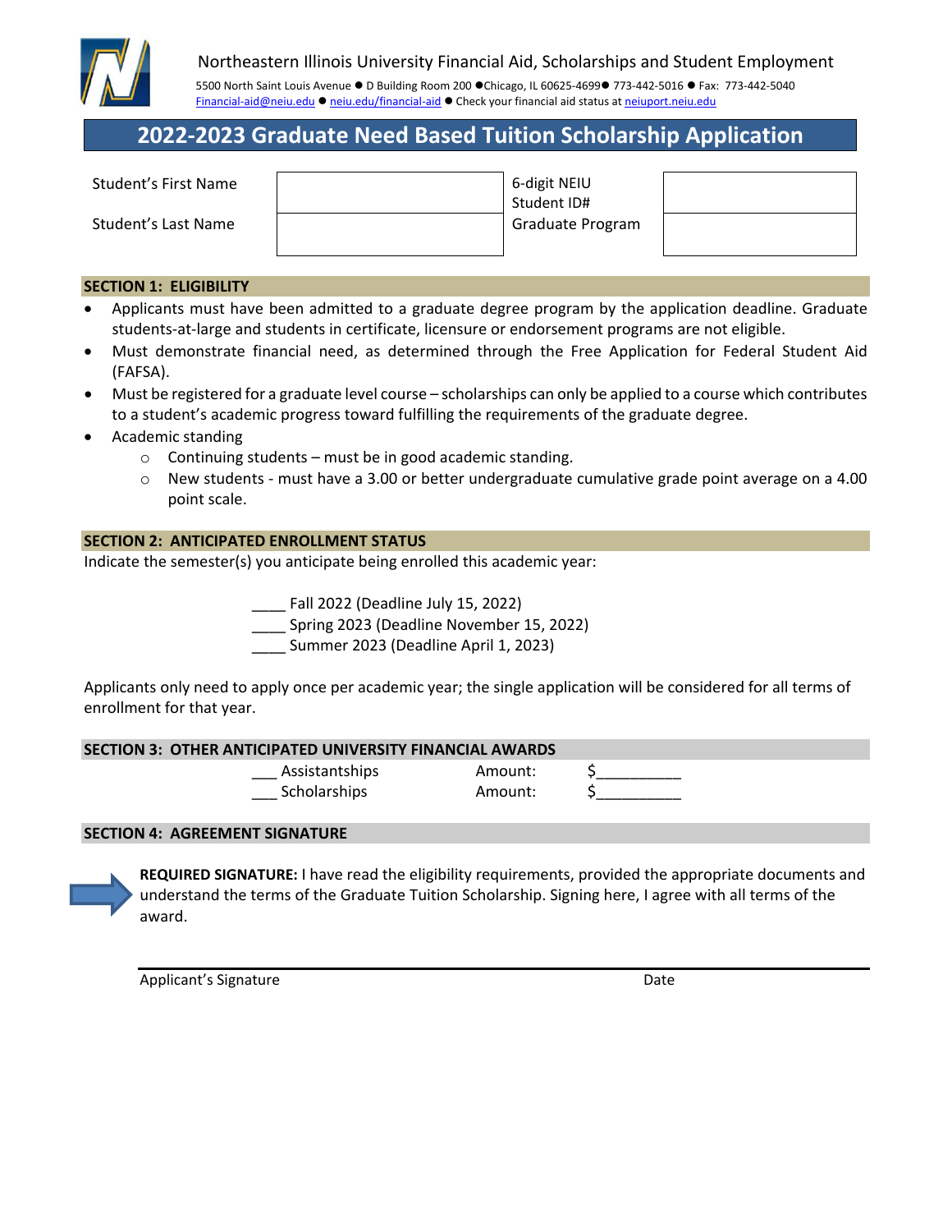Northeastern Illinois University Financial Aid, Scholarships and Student Employment

5500 North Saint Louis Avenue ● D Building Room 200 ●Chicago, IL 60625-4699● 773-442-5016 ● Fax: 773-442-5040
Financial-aid@neiu.edu ● neiu.edu/financial-aid ● Check your financial aid status at neiuport.neiu.edu

# 2022-2023 Graduate Need Based Tuition Scholarship Application

| | | | |
|---|---|---|---|
| Student's First Name | | 6-digit NEIU Student ID# | |
| Student's Last Name | | Graduate Program | |

## SECTION 1: ELIGIBILITY

- Applicants must have been admitted to a graduate degree program by the application deadline. Graduate students-at-large and students in certificate, licensure or endorsement programs are not eligible.
- Must demonstrate financial need, as determined through the Free Application for Federal Student Aid (FAFSA).
- Must be registered for a graduate level course – scholarships can only be applied to a course which contributes to a student's academic progress toward fulfilling the requirements of the graduate degree.
- Academic standing
  - Continuing students – must be in good academic standing.
  - New students - must have a 3.00 or better undergraduate cumulative grade point average on a 4.00 point scale.

## SECTION 2: ANTICIPATED ENROLLMENT STATUS

Indicate the semester(s) you anticipate being enrolled this academic year:

____ Fall 2022 (Deadline July 15, 2022)
____ Spring 2023 (Deadline November 15, 2022)
____ Summer 2023 (Deadline April 1, 2023)

Applicants only need to apply once per academic year; the single application will be considered for all terms of enrollment for that year.

## SECTION 3: OTHER ANTICIPATED UNIVERSITY FINANCIAL AWARDS

___ Assistantships Amount: $__________
___ Scholarships Amount: $__________

## SECTION 4: AGREEMENT SIGNATURE

**REQUIRED SIGNATURE:** I have read the eligibility requirements, provided the appropriate documents and understand the terms of the Graduate Tuition Scholarship. Signing here, I agree with all terms of the award.

Applicant's Signature Date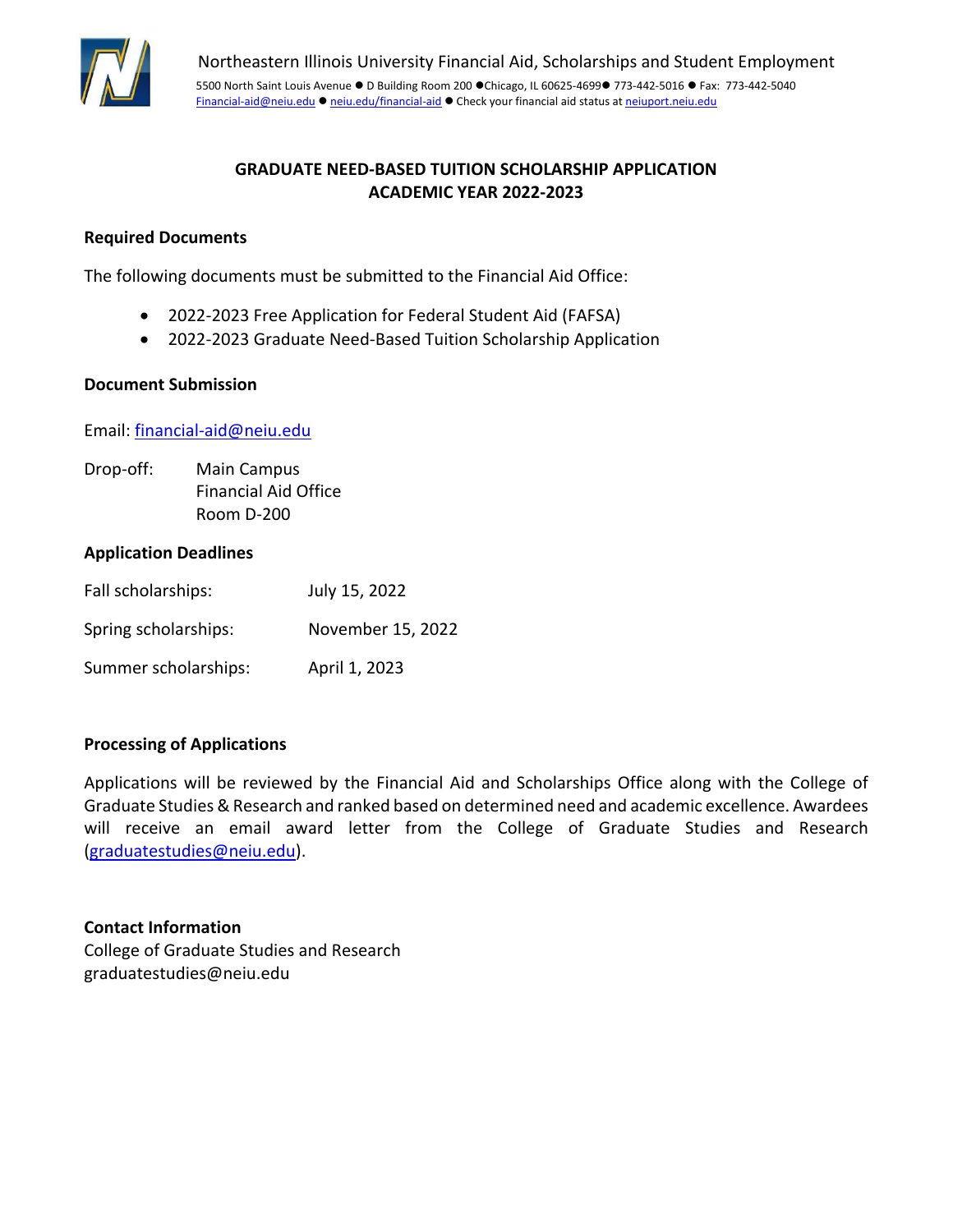Northeastern Illinois University Financial Aid, Scholarships and Student Employment

5500 North Saint Louis Avenue ● D Building Room 200 ●Chicago, IL 60625-4699● 773-442-5016 ● Fax: 773-442-5040
Financial-aid@neiu.edu ● neiu.edu/financial-aid ● Check your financial aid status at neiuport.neiu.edu

# GRADUATE NEED-BASED TUITION SCHOLARSHIP APPLICATION
# ACADEMIC YEAR 2022-2023

## Required Documents

The following documents must be submitted to the Financial Aid Office:

- 2022-2023 Free Application for Federal Student Aid (FAFSA)
- 2022-2023 Graduate Need-Based Tuition Scholarship Application

## Document Submission

Email: financial-aid@neiu.edu

Drop-off: Main Campus
Financial Aid Office
Room D-200

## Application Deadlines

| | |
|---|---|
| Fall scholarships: | July 15, 2022 |
| Spring scholarships: | November 15, 2022 |
| Summer scholarships: | April 1, 2023 |

## Processing of Applications

Applications will be reviewed by the Financial Aid and Scholarships Office along with the College of Graduate Studies & Research and ranked based on determined need and academic excellence. Awardees will receive an email award letter from the College of Graduate Studies and Research (graduatestudies@neiu.edu).

## Contact Information

College of Graduate Studies and Research
graduatestudies@neiu.edu